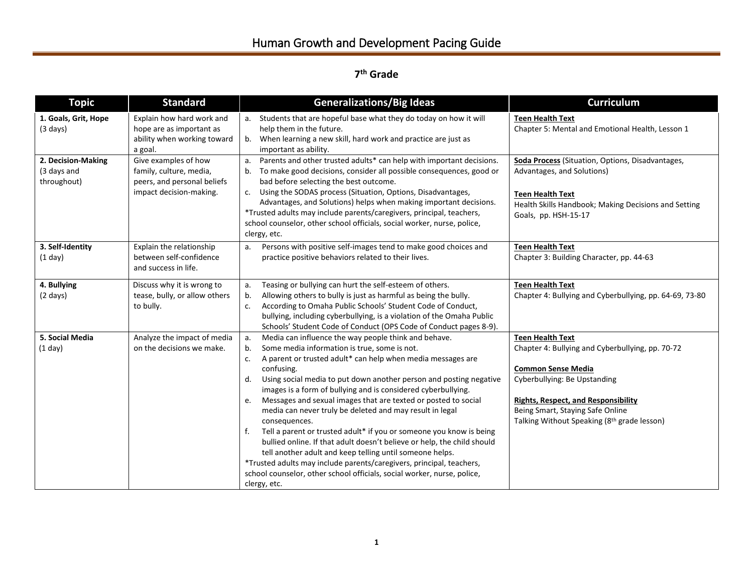# Human Growth and Development Pacing Guide

## 7th Grade

| Topic | Standard | Generalizations/Big Ideas | Curriculum |
|---|---|---|---|
| **1. Goals, Grit, Hope** (3 days) | Explain how hard work and hope are as important as ability when working toward a goal. | a. Students that are hopeful base what they do today on how it will help them in the future.<br>b. When learning a new skill, hard work and practice are just as important as ability. | **Teen Health Text**<br>Chapter 5: Mental and Emotional Health, Lesson 1 |
| **2. Decision-Making** (3 days and throughout) | Give examples of how family, culture, media, peers, and personal beliefs impact decision-making. | a. Parents and other trusted adults* can help with important decisions.<br>b. To make good decisions, consider all possible consequences, good or bad before selecting the best outcome.<br>c. Using the SODAS process (Situation, Options, Disadvantages, Advantages, and Solutions) helps when making important decisions.<br>*Trusted adults may include parents/caregivers, principal, teachers, school counselor, other school officials, social worker, nurse, police, clergy, etc. | **Soda Process** (Situation, Options, Disadvantages, Advantages, and Solutions)<br><br>**Teen Health Text**<br>Health Skills Handbook; Making Decisions and Setting Goals, pp. HSH-15-17 |
| **3. Self-Identity** (1 day) | Explain the relationship between self-confidence and success in life. | a. Persons with positive self-images tend to make good choices and practice positive behaviors related to their lives. | **Teen Health Text**<br>Chapter 3: Building Character, pp. 44-63 |
| **4. Bullying** (2 days) | Discuss why it is wrong to tease, bully, or allow others to bully. | a. Teasing or bullying can hurt the self-esteem of others.<br>b. Allowing others to bully is just as harmful as being the bully.<br>c. According to Omaha Public Schools' Student Code of Conduct, bullying, including cyberbullying, is a violation of the Omaha Public Schools' Student Code of Conduct (OPS Code of Conduct pages 8-9). | **Teen Health Text**<br>Chapter 4: Bullying and Cyberbullying, pp. 64-69, 73-80 |
| **5. Social Media** (1 day) | Analyze the impact of media on the decisions we make. | a. Media can influence the way people think and behave.<br>b. Some media information is true, some is not.<br>c. A parent or trusted adult* can help when media messages are confusing.<br>d. Using social media to put down another person and posting negative images is a form of bullying and is considered cyberbullying.<br>e. Messages and sexual images that are texted or posted to social media can never truly be deleted and may result in legal consequences.<br>f. Tell a parent or trusted adult* if you or someone you know is being bullied online. If that adult doesn't believe or help, the child should tell another adult and keep telling until someone helps.<br>*Trusted adults may include parents/caregivers, principal, teachers, school counselor, other school officials, social worker, nurse, police, clergy, etc. | **Teen Health Text**<br>Chapter 4: Bullying and Cyberbullying, pp. 70-72<br><br>**Common Sense Media**<br>Cyberbullying: Be Upstanding<br><br>**Rights, Respect, and Responsibility**<br>Being Smart, Staying Safe Online<br>Talking Without Speaking (8th grade lesson) |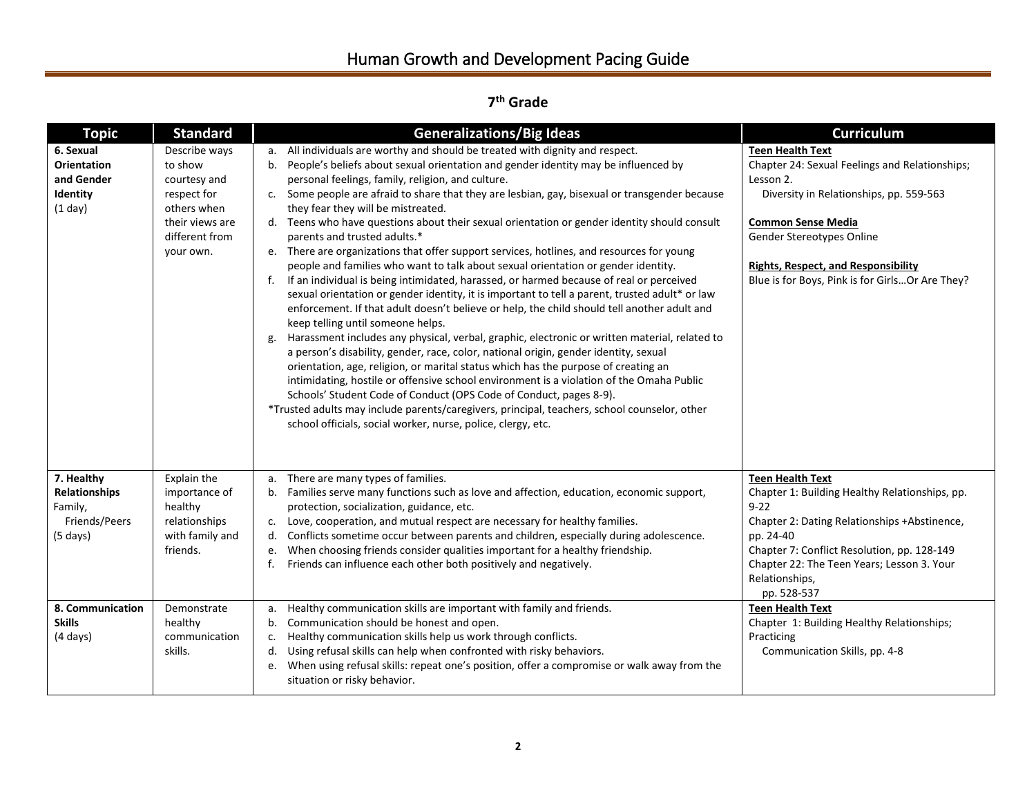# Human Growth and Development Pacing Guide

## 7th Grade

| Topic | Standard | Generalizations/Big Ideas | Curriculum |
|---|---|---|---|
| **6. Sexual Orientation and Gender Identity** (1 day) | Describe ways to show courtesy and respect for others when their views are different from your own. | a. All individuals are worthy and should be treated with dignity and respect.<br>b. People's beliefs about sexual orientation and gender identity may be influenced by personal feelings, family, religion, and culture.<br>c. Some people are afraid to share that they are lesbian, gay, bisexual or transgender because they fear they will be mistreated.<br>d. Teens who have questions about their sexual orientation or gender identity should consult parents and trusted adults.*<br>e. There are organizations that offer support services, hotlines, and resources for young people and families who want to talk about sexual orientation or gender identity.<br>f. If an individual is being intimidated, harassed, or harmed because of real or perceived sexual orientation or gender identity, it is important to tell a parent, trusted adult* or law enforcement. If that adult doesn't believe or help, the child should tell another adult and keep telling until someone helps.<br>g. Harassment includes any physical, verbal, graphic, electronic or written material, related to a person's disability, gender, race, color, national origin, gender identity, sexual orientation, age, religion, or marital status which has the purpose of creating an intimidating, hostile or offensive school environment is a violation of the Omaha Public Schools' Student Code of Conduct (OPS Code of Conduct, pages 8-9).<br>*Trusted adults may include parents/caregivers, principal, teachers, school counselor, other school officials, social worker, nurse, police, clergy, etc. | **Teen Health Text**<br>Chapter 24: Sexual Feelings and Relationships; Lesson 2. Diversity in Relationships, pp. 559-563<br><br>**Common Sense Media**<br>Gender Stereotypes Online<br><br>**Rights, Respect, and Responsibility**<br>Blue is for Boys, Pink is for Girls…Or Are They? |
| **7. Healthy Relationships** Family, Friends/Peers (5 days) | Explain the importance of healthy relationships with family and friends. | a. There are many types of families.<br>b. Families serve many functions such as love and affection, education, economic support, protection, socialization, guidance, etc.<br>c. Love, cooperation, and mutual respect are necessary for healthy families.<br>d. Conflicts sometime occur between parents and children, especially during adolescence.<br>e. When choosing friends consider qualities important for a healthy friendship.<br>f. Friends can influence each other both positively and negatively. | **Teen Health Text**<br>Chapter 1: Building Healthy Relationships, pp. 9-22<br>Chapter 2: Dating Relationships +Abstinence, pp. 24-40<br>Chapter 7: Conflict Resolution, pp. 128-149<br>Chapter 22: The Teen Years; Lesson 3. Your Relationships, pp. 528-537 |
| **8. Communication Skills** (4 days) | Demonstrate healthy communication skills. | a. Healthy communication skills are important with family and friends.<br>b. Communication should be honest and open.<br>c. Healthy communication skills help us work through conflicts.<br>d. Using refusal skills can help when confronted with risky behaviors.<br>e. When using refusal skills: repeat one's position, offer a compromise or walk away from the situation or risky behavior. | **Teen Health Text**<br>Chapter 1: Building Healthy Relationships; Practicing Communication Skills, pp. 4-8 |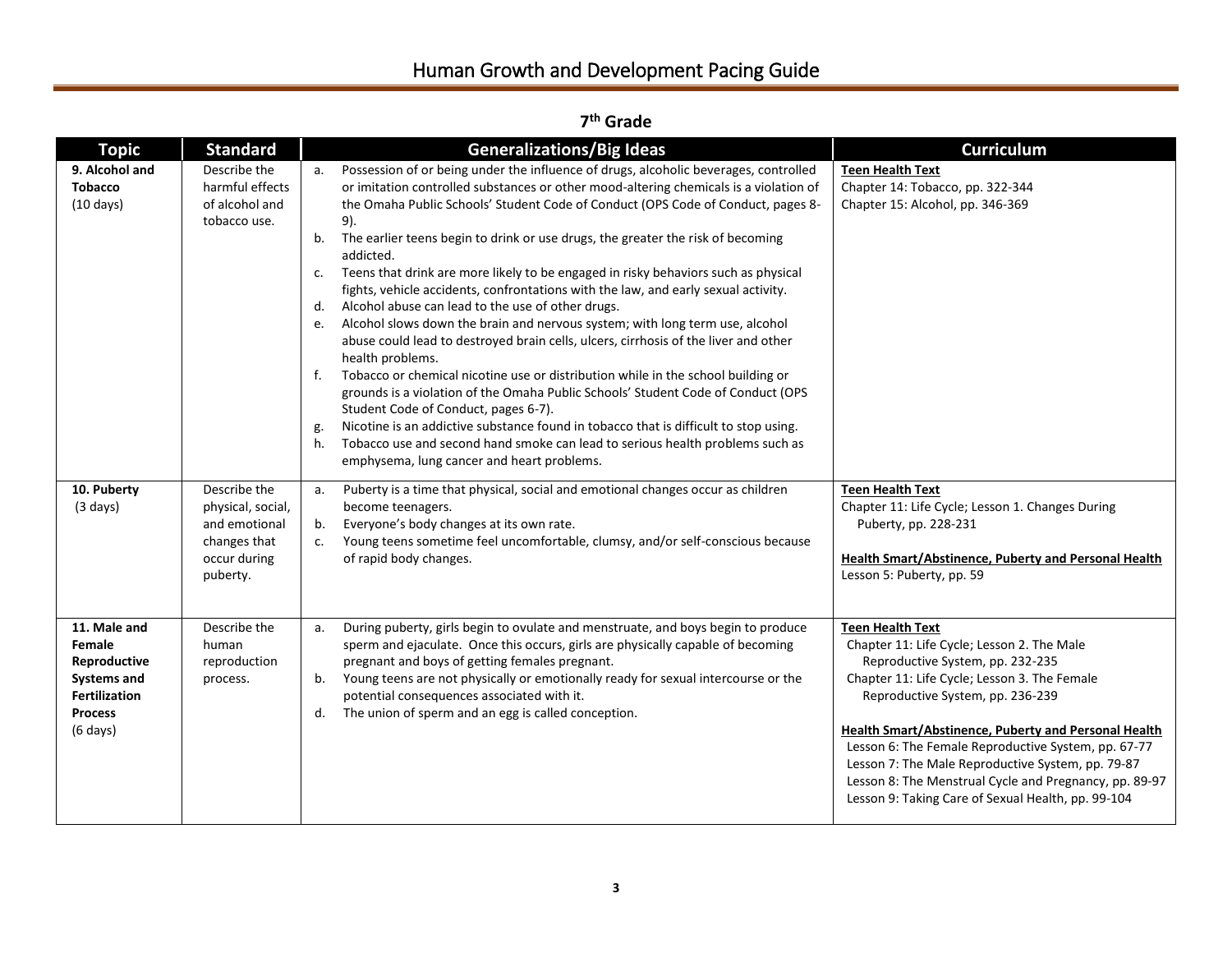# Human Growth and Development Pacing Guide

## 7th Grade

| Topic | Standard | Generalizations/Big Ideas | Curriculum |
|---|---|---|---|
| **9. Alcohol and Tobacco** (10 days) | Describe the harmful effects of alcohol and tobacco use. | a. Possession of or being under the influence of drugs, alcoholic beverages, controlled or imitation controlled substances or other mood-altering chemicals is a violation of the Omaha Public Schools' Student Code of Conduct (OPS Code of Conduct, pages 8-9).<br>b. The earlier teens begin to drink or use drugs, the greater the risk of becoming addicted.<br>c. Teens that drink are more likely to be engaged in risky behaviors such as physical fights, vehicle accidents, confrontations with the law, and early sexual activity.<br>d. Alcohol abuse can lead to the use of other drugs.<br>e. Alcohol slows down the brain and nervous system; with long term use, alcohol abuse could lead to destroyed brain cells, ulcers, cirrhosis of the liver and other health problems.<br>f. Tobacco or chemical nicotine use or distribution while in the school building or grounds is a violation of the Omaha Public Schools' Student Code of Conduct (OPS Student Code of Conduct, pages 6-7).<br>g. Nicotine is an addictive substance found in tobacco that is difficult to stop using.<br>h. Tobacco use and second hand smoke can lead to serious health problems such as emphysema, lung cancer and heart problems. | **Teen Health Text**<br>Chapter 14: Tobacco, pp. 322-344<br>Chapter 15: Alcohol, pp. 346-369 |
| **10. Puberty** (3 days) | Describe the physical, social, and emotional changes that occur during puberty. | a. Puberty is a time that physical, social and emotional changes occur as children become teenagers.<br>b. Everyone's body changes at its own rate.<br>c. Young teens sometime feel uncomfortable, clumsy, and/or self-conscious because of rapid body changes. | **Teen Health Text**<br>Chapter 11: Life Cycle; Lesson 1. Changes During Puberty, pp. 228-231<br><br>**Health Smart/Abstinence, Puberty and Personal Health**<br>Lesson 5: Puberty, pp. 59 |
| **11. Male and Female Reproductive Systems and Fertilization Process** (6 days) | Describe the human reproduction process. | a. During puberty, girls begin to ovulate and menstruate, and boys begin to produce sperm and ejaculate. Once this occurs, girls are physically capable of becoming pregnant and boys of getting females pregnant.<br>b. Young teens are not physically or emotionally ready for sexual intercourse or the potential consequences associated with it.<br>d. The union of sperm and an egg is called conception. | **Teen Health Text**<br>Chapter 11: Life Cycle; Lesson 2. The Male Reproductive System, pp. 232-235<br>Chapter 11: Life Cycle; Lesson 3. The Female Reproductive System, pp. 236-239<br><br>**Health Smart/Abstinence, Puberty and Personal Health**<br>Lesson 6: The Female Reproductive System, pp. 67-77<br>Lesson 7: The Male Reproductive System, pp. 79-87<br>Lesson 8: The Menstrual Cycle and Pregnancy, pp. 89-97<br>Lesson 9: Taking Care of Sexual Health, pp. 99-104 |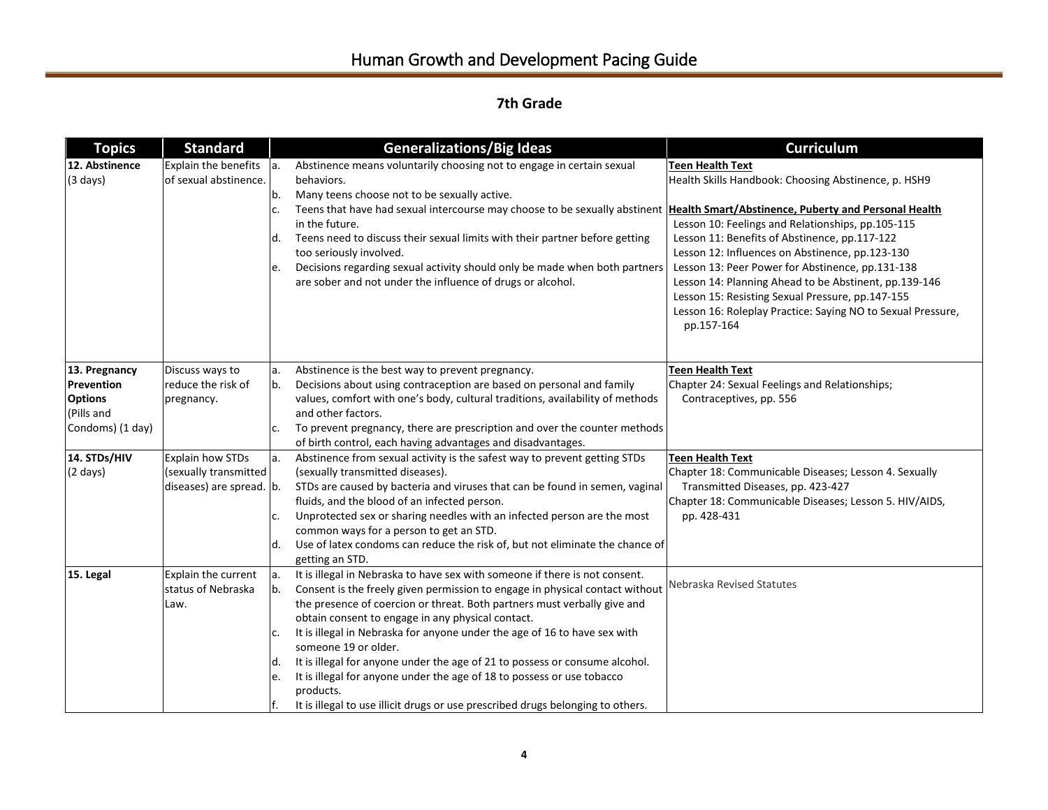# Human Growth and Development Pacing Guide

## 7th Grade

| Topics | Standard | Generalizations/Big Ideas | Curriculum |
|---|---|---|---|
| **12. Abstinence** (3 days) | Explain the benefits of sexual abstinence. | a. Abstinence means voluntarily choosing not to engage in certain sexual behaviors.<br>b. Many teens choose not to be sexually active.<br>c. Teens that have had sexual intercourse may choose to be sexually abstinent in the future.<br>d. Teens need to discuss their sexual limits with their partner before getting too seriously involved.<br>e. Decisions regarding sexual activity should only be made when both partners are sober and not under the influence of drugs or alcohol. | **Teen Health Text**<br>Health Skills Handbook: Choosing Abstinence, p. HSH9<br><br>**Health Smart/Abstinence, Puberty and Personal Health**<br>Lesson 10: Feelings and Relationships, pp.105-115<br>Lesson 11: Benefits of Abstinence, pp.117-122<br>Lesson 12: Influences on Abstinence, pp.123-130<br>Lesson 13: Peer Power for Abstinence, pp.131-138<br>Lesson 14: Planning Ahead to be Abstinent, pp.139-146<br>Lesson 15: Resisting Sexual Pressure, pp.147-155<br>Lesson 16: Roleplay Practice: Saying NO to Sexual Pressure, pp.157-164 |
| **13. Pregnancy Prevention Options** (Pills and Condoms) (1 day) | Discuss ways to reduce the risk of pregnancy. | a. Abstinence is the best way to prevent pregnancy.<br>b. Decisions about using contraception are based on personal and family values, comfort with one's body, cultural traditions, availability of methods and other factors.<br>c. To prevent pregnancy, there are prescription and over the counter methods of birth control, each having advantages and disadvantages. | **Teen Health Text**<br>Chapter 24: Sexual Feelings and Relationships; Contraceptives, pp. 556 |
| **14. STDs/HIV** (2 days) | Explain how STDs (sexually transmitted diseases) are spread. | a. Abstinence from sexual activity is the safest way to prevent getting STDs (sexually transmitted diseases).<br>b. STDs are caused by bacteria and viruses that can be found in semen, vaginal fluids, and the blood of an infected person.<br>c. Unprotected sex or sharing needles with an infected person are the most common ways for a person to get an STD.<br>d. Use of latex condoms can reduce the risk of, but not eliminate the chance of getting an STD. | **Teen Health Text**<br>Chapter 18: Communicable Diseases; Lesson 4. Sexually Transmitted Diseases, pp. 423-427<br>Chapter 18: Communicable Diseases; Lesson 5. HIV/AIDS, pp. 428-431 |
| **15. Legal** | Explain the current status of Nebraska Law. | a. It is illegal in Nebraska to have sex with someone if there is not consent.<br>b. Consent is the freely given permission to engage in physical contact without the presence of coercion or threat. Both partners must verbally give and obtain consent to engage in any physical contact.<br>c. It is illegal in Nebraska for anyone under the age of 16 to have sex with someone 19 or older.<br>d. It is illegal for anyone under the age of 21 to possess or consume alcohol.<br>e. It is illegal for anyone under the age of 18 to possess or use tobacco products.<br>f. It is illegal to use illicit drugs or use prescribed drugs belonging to others. | Nebraska Revised Statutes |